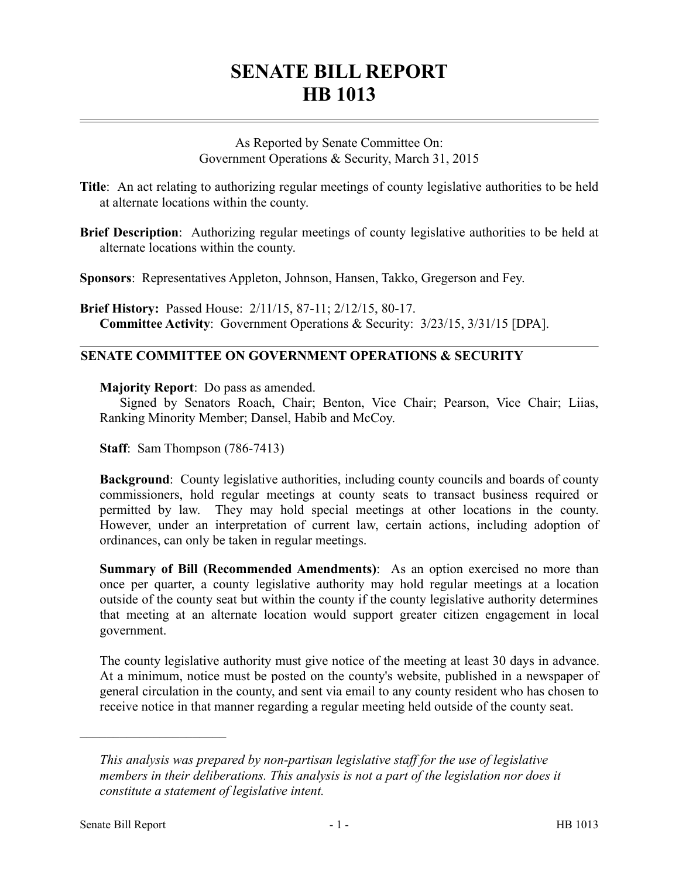# SENATE BILL REPORT
# HB 1013

As Reported by Senate Committee On:
Government Operations & Security, March 31, 2015

**Title**: An act relating to authorizing regular meetings of county legislative authorities to be held at alternate locations within the county.

**Brief Description**: Authorizing regular meetings of county legislative authorities to be held at alternate locations within the county.

**Sponsors**: Representatives Appleton, Johnson, Hansen, Takko, Gregerson and Fey.

**Brief History:** Passed House: 2/11/15, 87-11; 2/12/15, 80-17.
**Committee Activity**: Government Operations & Security: 3/23/15, 3/31/15 [DPA].

## SENATE COMMITTEE ON GOVERNMENT OPERATIONS & SECURITY

**Majority Report**: Do pass as amended.
Signed by Senators Roach, Chair; Benton, Vice Chair; Pearson, Vice Chair; Liias, Ranking Minority Member; Dansel, Habib and McCoy.

**Staff**: Sam Thompson (786-7413)

**Background**: County legislative authorities, including county councils and boards of county commissioners, hold regular meetings at county seats to transact business required or permitted by law. They may hold special meetings at other locations in the county. However, under an interpretation of current law, certain actions, including adoption of ordinances, can only be taken in regular meetings.

**Summary of Bill (Recommended Amendments)**: As an option exercised no more than once per quarter, a county legislative authority may hold regular meetings at a location outside of the county seat but within the county if the county legislative authority determines that meeting at an alternate location would support greater citizen engagement in local government.

The county legislative authority must give notice of the meeting at least 30 days in advance. At a minimum, notice must be posted on the county's website, published in a newspaper of general circulation in the county, and sent via email to any county resident who has chosen to receive notice in that manner regarding a regular meeting held outside of the county seat.

---

*This analysis was prepared by non-partisan legislative staff for the use of legislative members in their deliberations. This analysis is not a part of the legislation nor does it constitute a statement of legislative intent.*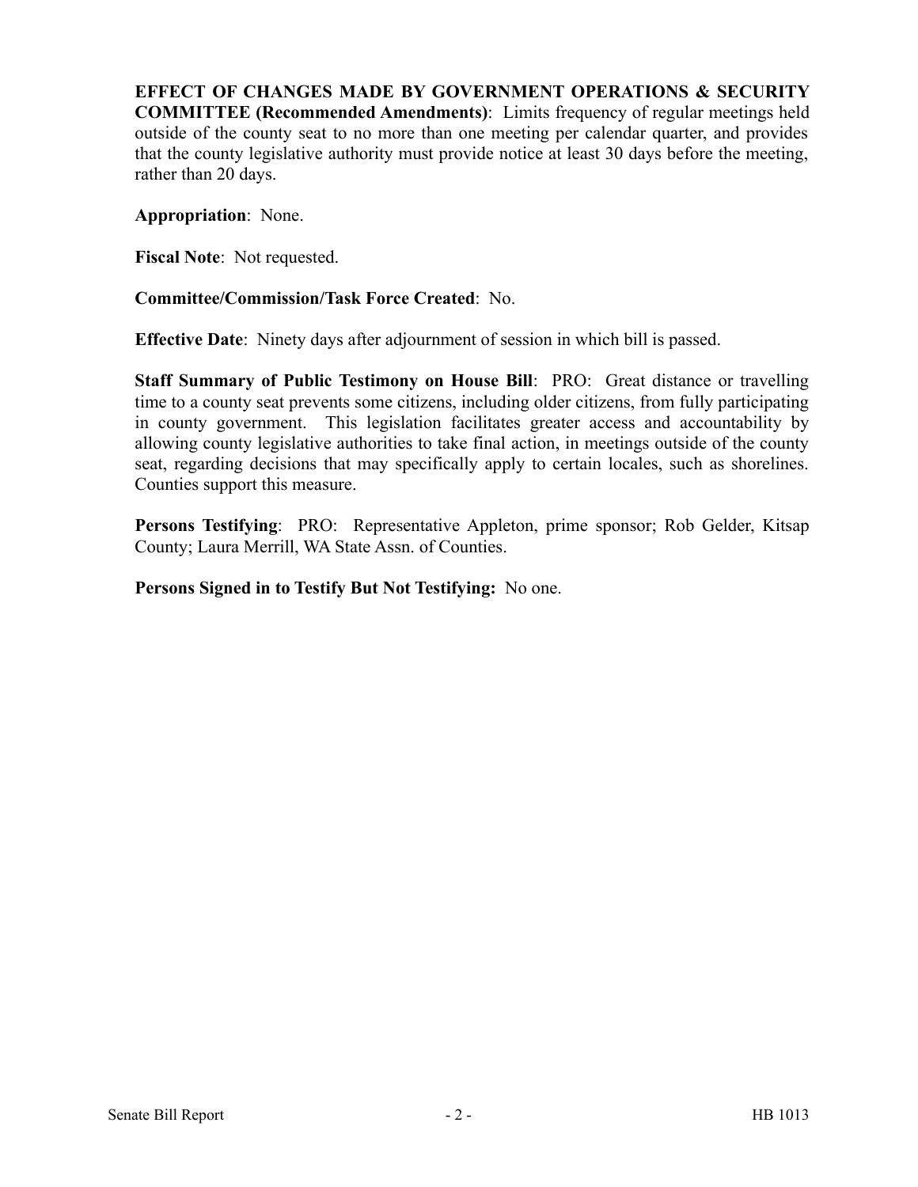**EFFECT OF CHANGES MADE BY GOVERNMENT OPERATIONS & SECURITY COMMITTEE (Recommended Amendments)**: Limits frequency of regular meetings held outside of the county seat to no more than one meeting per calendar quarter, and provides that the county legislative authority must provide notice at least 30 days before the meeting, rather than 20 days.

**Appropriation**: None.

**Fiscal Note**: Not requested.

**Committee/Commission/Task Force Created**: No.

**Effective Date**: Ninety days after adjournment of session in which bill is passed.

**Staff Summary of Public Testimony on House Bill**: PRO: Great distance or travelling time to a county seat prevents some citizens, including older citizens, from fully participating in county government. This legislation facilitates greater access and accountability by allowing county legislative authorities to take final action, in meetings outside of the county seat, regarding decisions that may specifically apply to certain locales, such as shorelines. Counties support this measure.

**Persons Testifying**: PRO: Representative Appleton, prime sponsor; Rob Gelder, Kitsap County; Laura Merrill, WA State Assn. of Counties.

**Persons Signed in to Testify But Not Testifying:** No one.